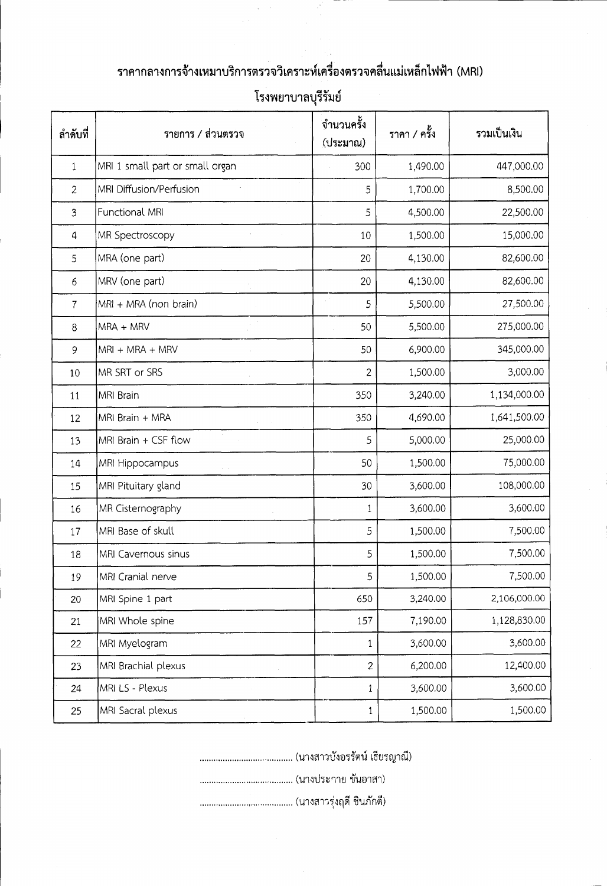# ราคากลางการจ้างเหมาบริการตรวจวิเคราะห์เครื่องตรวจคลื่นแม่เหล็กไฟฟ้า (MRI)

## โรงพยาบาลบุรีรัมย์

| ลำดับที่ | รายการ / ส่วนตรวจ | จำนวนครั้ง (ประมาณ) | ราคา / ครั้ง | รวมเป็นเงิน |
|---|---|---|---|---|
| 1 | MRI 1 small part or small organ | 300 | 1,490.00 | 447,000.00 |
| 2 | MRI Diffusion/Perfusion | 5 | 1,700.00 | 8,500.00 |
| 3 | Functional MRI | 5 | 4,500.00 | 22,500.00 |
| 4 | MR Spectroscopy | 10 | 1,500.00 | 15,000.00 |
| 5 | MRA (one part) | 20 | 4,130.00 | 82,600.00 |
| 6 | MRV (one part) | 20 | 4,130.00 | 82,600.00 |
| 7 | MRI + MRA (non brain) | 5 | 5,500.00 | 27,500.00 |
| 8 | MRA + MRV | 50 | 5,500.00 | 275,000.00 |
| 9 | MRI + MRA + MRV | 50 | 6,900.00 | 345,000.00 |
| 10 | MR SRT or SRS | 2 | 1,500.00 | 3,000.00 |
| 11 | MRI Brain | 350 | 3,240.00 | 1,134,000.00 |
| 12 | MRI Brain + MRA | 350 | 4,690.00 | 1,641,500.00 |
| 13 | MRI Brain + CSF flow | 5 | 5,000.00 | 25,000.00 |
| 14 | MRI Hippocampus | 50 | 1,500.00 | 75,000.00 |
| 15 | MRI Pituitary gland | 30 | 3,600.00 | 108,000.00 |
| 16 | MR Cisternography | 1 | 3,600.00 | 3,600.00 |
| 17 | MRI Base of skull | 5 | 1,500.00 | 7,500.00 |
| 18 | MRI Cavernous sinus | 5 | 1,500.00 | 7,500.00 |
| 19 | MRI Cranial nerve | 5 | 1,500.00 | 7,500.00 |
| 20 | MRI Spine 1 part | 650 | 3,240.00 | 2,106,000.00 |
| 21 | MRI Whole spine | 157 | 7,190.00 | 1,128,830.00 |
| 22 | MRI Myelogram | 1 | 3,600.00 | 3,600.00 |
| 23 | MRI Brachial plexus | 2 | 6,200.00 | 12,400.00 |
| 24 | MRI LS - Plexus | 1 | 3,600.00 | 3,600.00 |
| 25 | MRI Sacral plexus | 1 | 1,500.00 | 1,500.00 |

........................................ (นางสาวบังอรรัตน์ เชียรญาณี)

........................................ (นางประกาย ขันอาสา)

........................................ (นางสาวรุ่งฤดี ชินภักดี)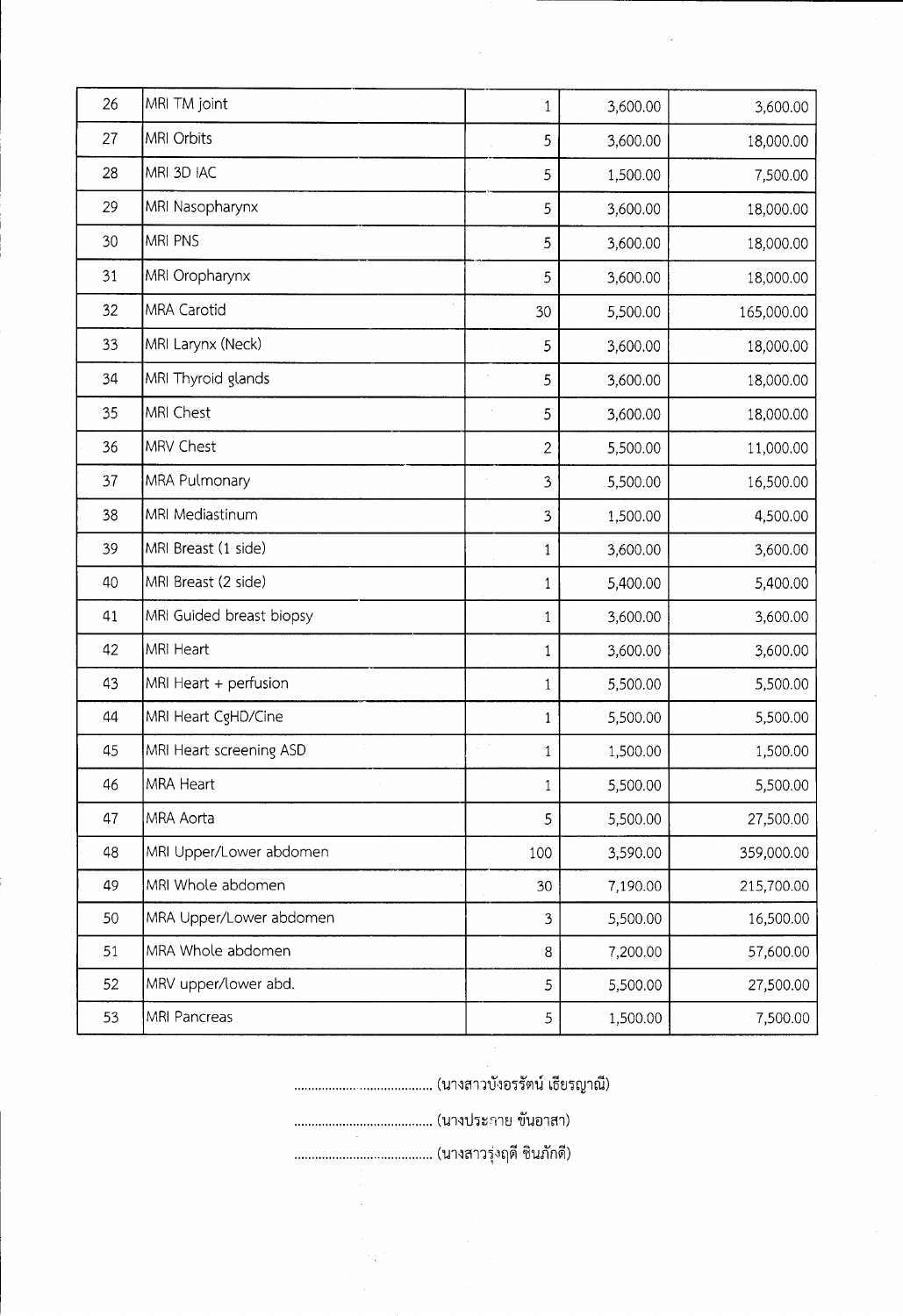| 26 | MRI TM joint | 1 | 3,600.00 | 3,600.00 |
|---|---|---|---|---|
| 27 | MRI Orbits | 5 | 3,600.00 | 18,000.00 |
| 28 | MRI 3D IAC | 5 | 1,500.00 | 7,500.00 |
| 29 | MRI Nasopharynx | 5 | 3,600.00 | 18,000.00 |
| 30 | MRI PNS | 5 | 3,600.00 | 18,000.00 |
| 31 | MRI Oropharynx | 5 | 3,600.00 | 18,000.00 |
| 32 | MRA Carotid | 30 | 5,500.00 | 165,000.00 |
| 33 | MRI Larynx (Neck) | 5 | 3,600.00 | 18,000.00 |
| 34 | MRI Thyroid glands | 5 | 3,600.00 | 18,000.00 |
| 35 | MRI Chest | 5 | 3,600.00 | 18,000.00 |
| 36 | MRV Chest | 2 | 5,500.00 | 11,000.00 |
| 37 | MRA Pulmonary | 3 | 5,500.00 | 16,500.00 |
| 38 | MRI Mediastinum | 3 | 1,500.00 | 4,500.00 |
| 39 | MRI Breast (1 side) | 1 | 3,600.00 | 3,600.00 |
| 40 | MRI Breast (2 side) | 1 | 5,400.00 | 5,400.00 |
| 41 | MRI Guided breast biopsy | 1 | 3,600.00 | 3,600.00 |
| 42 | MRI Heart | 1 | 3,600.00 | 3,600.00 |
| 43 | MRI Heart + perfusion | 1 | 5,500.00 | 5,500.00 |
| 44 | MRI Heart CgHD/Cine | 1 | 5,500.00 | 5,500.00 |
| 45 | MRI Heart screening ASD | 1 | 1,500.00 | 1,500.00 |
| 46 | MRA Heart | 1 | 5,500.00 | 5,500.00 |
| 47 | MRA Aorta | 5 | 5,500.00 | 27,500.00 |
| 48 | MRI Upper/Lower abdomen | 100 | 3,590.00 | 359,000.00 |
| 49 | MRI Whole abdomen | 30 | 7,190.00 | 215,700.00 |
| 50 | MRA Upper/Lower abdomen | 3 | 5,500.00 | 16,500.00 |
| 51 | MRA Whole abdomen | 8 | 7,200.00 | 57,600.00 |
| 52 | MRV upper/lower abd. | 5 | 5,500.00 | 27,500.00 |
| 53 | MRI Pancreas | 5 | 1,500.00 | 7,500.00 |

.................................... (นางสาวบังอรรัตน์ เธียรญาณี)

.................................... (นางประกาย ขันอาสา)

.................................... (นางสาวรุ่งฤดี ชินภักดี)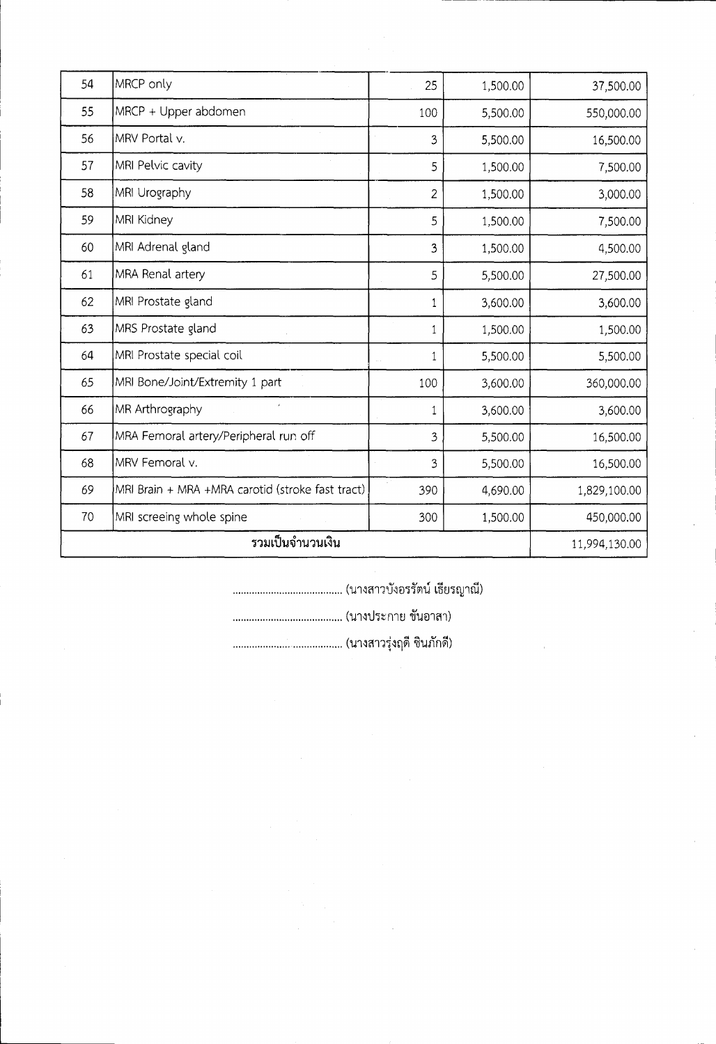| | | | | |
|---|---|---|---|---|
| 54 | MRCP only | 25 | 1,500.00 | 37,500.00 |
| 55 | MRCP + Upper abdomen | 100 | 5,500.00 | 550,000.00 |
| 56 | MRV Portal v. | 3 | 5,500.00 | 16,500.00 |
| 57 | MRI Pelvic cavity | 5 | 1,500.00 | 7,500.00 |
| 58 | MRI Urography | 2 | 1,500.00 | 3,000.00 |
| 59 | MRI Kidney | 5 | 1,500.00 | 7,500.00 |
| 60 | MRI Adrenal gland | 3 | 1,500.00 | 4,500.00 |
| 61 | MRA Renal artery | 5 | 5,500.00 | 27,500.00 |
| 62 | MRI Prostate gland | 1 | 3,600.00 | 3,600.00 |
| 63 | MRS Prostate gland | 1 | 1,500.00 | 1,500.00 |
| 64 | MRI Prostate special coil | 1 | 5,500.00 | 5,500.00 |
| 65 | MRI Bone/Joint/Extremity 1 part | 100 | 3,600.00 | 360,000.00 |
| 66 | MR Arthrography | 1 | 3,600.00 | 3,600.00 |
| 67 | MRA Femoral artery/Peripheral run off | 3 | 5,500.00 | 16,500.00 |
| 68 | MRV Femoral v. | 3 | 5,500.00 | 16,500.00 |
| 69 | MRI Brain + MRA +MRA carotid (stroke fast tract) | 390 | 4,690.00 | 1,829,100.00 |
| 70 | MRI screeing whole spine | 300 | 1,500.00 | 450,000.00 |
| **รวมเป็นจำนวนเงิน** | | | | 11,994,130.00 |

......................................... (นางสาวบังอรรัตน์ เธียรญาณี)

......................................... (นางประกาย ขันอาสา)

......................................... (นางสาวรุ่งฤดี ชินภักดี)